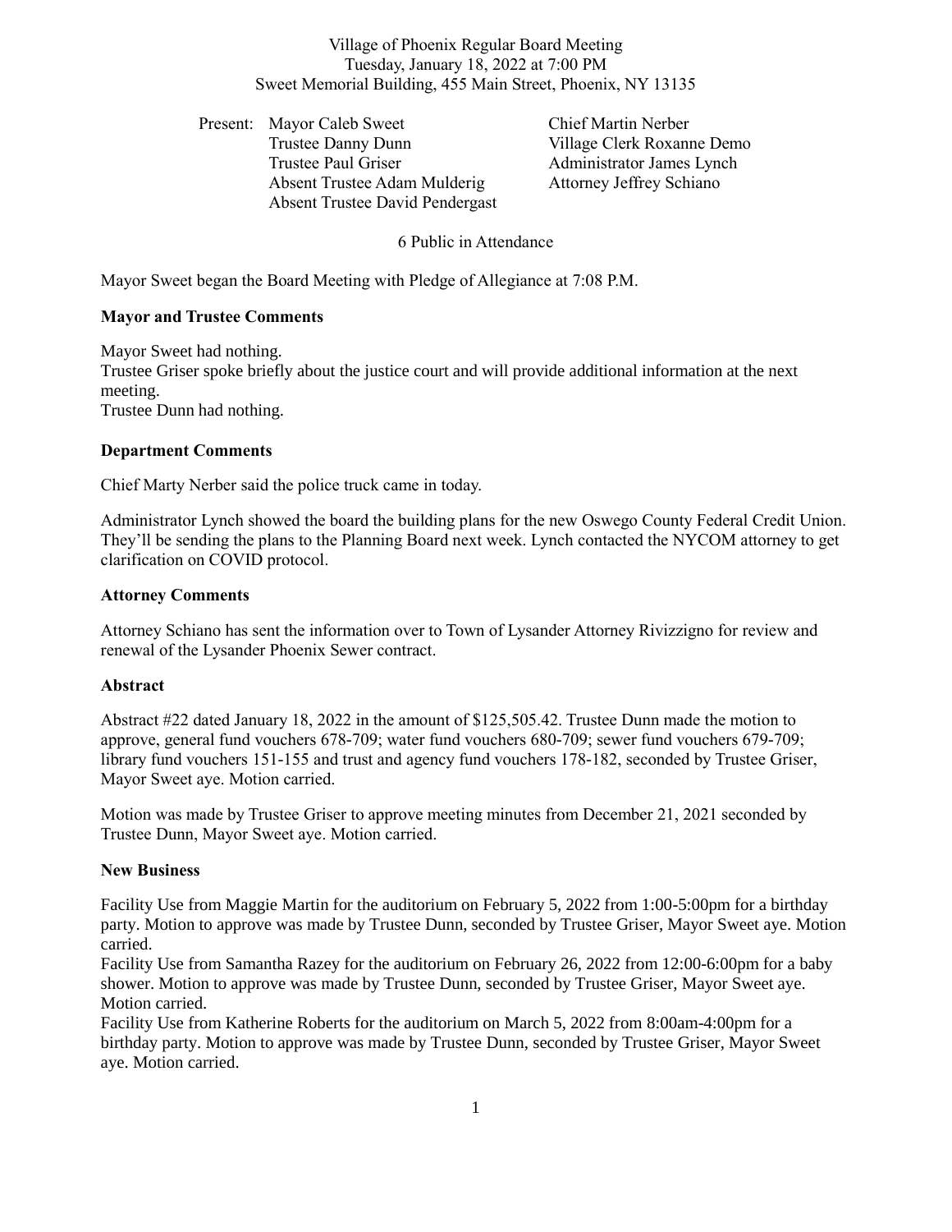Village of Phoenix Regular Board Meeting
Tuesday, January 18, 2022 at 7:00 PM
Sweet Memorial Building, 455 Main Street, Phoenix, NY 13135

Present: Mayor Caleb Sweet
Trustee Danny Dunn
Trustee Paul Griser
Absent Trustee Adam Mulderig
Absent Trustee David Pendergast

Chief Martin Nerber
Village Clerk Roxanne Demo
Administrator James Lynch
Attorney Jeffrey Schiano

6 Public in Attendance

Mayor Sweet began the Board Meeting with Pledge of Allegiance at 7:08 P.M.

**Mayor and Trustee Comments**

Mayor Sweet had nothing.
Trustee Griser spoke briefly about the justice court and will provide additional information at the next meeting.
Trustee Dunn had nothing.

**Department Comments**

Chief Marty Nerber said the police truck came in today.

Administrator Lynch showed the board the building plans for the new Oswego County Federal Credit Union. They'll be sending the plans to the Planning Board next week. Lynch contacted the NYCOM attorney to get clarification on COVID protocol.

**Attorney Comments**

Attorney Schiano has sent the information over to Town of Lysander Attorney Rivizzigno for review and renewal of the Lysander Phoenix Sewer contract.

**Abstract**

Abstract #22 dated January 18, 2022 in the amount of $125,505.42. Trustee Dunn made the motion to approve, general fund vouchers 678-709; water fund vouchers 680-709; sewer fund vouchers 679-709; library fund vouchers 151-155 and trust and agency fund vouchers 178-182, seconded by Trustee Griser, Mayor Sweet aye. Motion carried.

Motion was made by Trustee Griser to approve meeting minutes from December 21, 2021 seconded by Trustee Dunn, Mayor Sweet aye. Motion carried.

**New Business**

Facility Use from Maggie Martin for the auditorium on February 5, 2022 from 1:00-5:00pm for a birthday party. Motion to approve was made by Trustee Dunn, seconded by Trustee Griser, Mayor Sweet aye. Motion carried.
Facility Use from Samantha Razey for the auditorium on February 26, 2022 from 12:00-6:00pm for a baby shower. Motion to approve was made by Trustee Dunn, seconded by Trustee Griser, Mayor Sweet aye. Motion carried.
Facility Use from Katherine Roberts for the auditorium on March 5, 2022 from 8:00am-4:00pm for a birthday party. Motion to approve was made by Trustee Dunn, seconded by Trustee Griser, Mayor Sweet aye. Motion carried.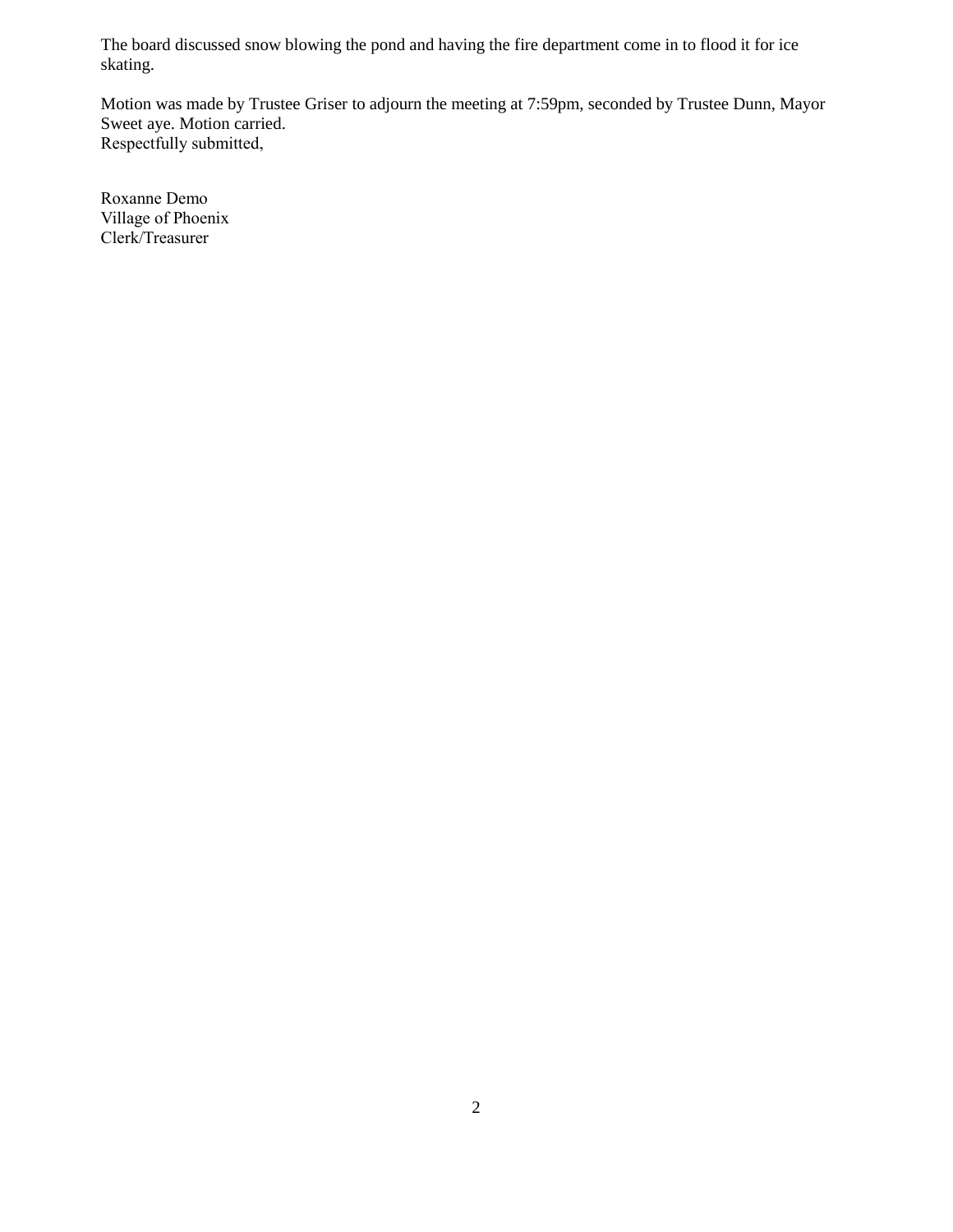The board discussed snow blowing the pond and having the fire department come in to flood it for ice skating.

Motion was made by Trustee Griser to adjourn the meeting at 7:59pm, seconded by Trustee Dunn, Mayor Sweet aye. Motion carried.
Respectfully submitted,

Roxanne Demo
Village of Phoenix
Clerk/Treasurer